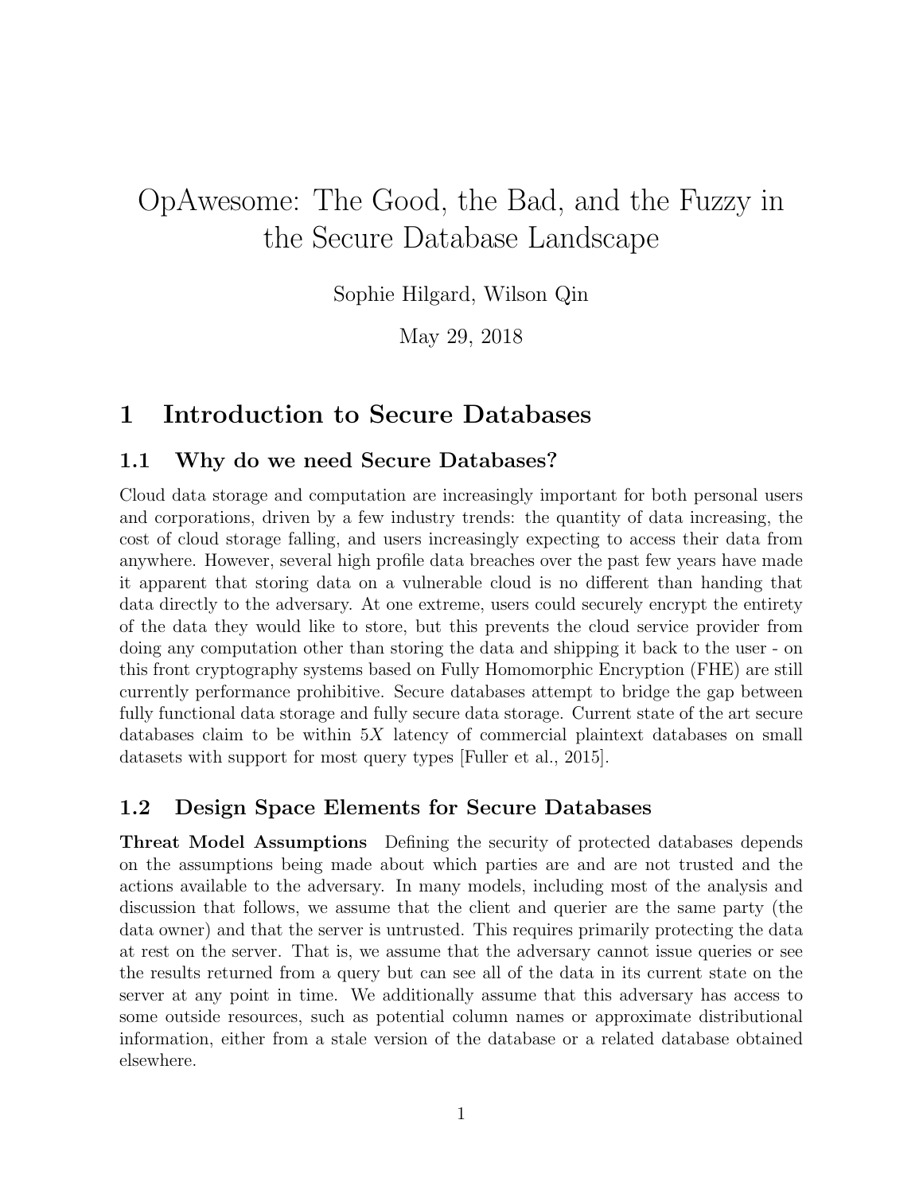# OpAwesome: The Good, the Bad, and the Fuzzy in the Secure Database Landscape

Sophie Hilgard, Wilson Qin

May 29, 2018

## 1 Introduction to Secure Databases

### 1.1 Why do we need Secure Databases?

Cloud data storage and computation are increasingly important for both personal users and corporations, driven by a few industry trends: the quantity of data increasing, the cost of cloud storage falling, and users increasingly expecting to access their data from anywhere. However, several high profile data breaches over the past few years have made it apparent that storing data on a vulnerable cloud is no different than handing that data directly to the adversary. At one extreme, users could securely encrypt the entirety of the data they would like to store, but this prevents the cloud service provider from doing any computation other than storing the data and shipping it back to the user - on this front cryptography systems based on Fully Homomorphic Encryption (FHE) are still currently performance prohibitive. Secure databases attempt to bridge the gap between fully functional data storage and fully secure data storage. Current state of the art secure databases claim to be within $5X$ latency of commercial plaintext databases on small datasets with support for most query types [Fuller et al., 2015].

### 1.2 Design Space Elements for Secure Databases

**Threat Model Assumptions** Defining the security of protected databases depends on the assumptions being made about which parties are and are not trusted and the actions available to the adversary. In many models, including most of the analysis and discussion that follows, we assume that the client and querier are the same party (the data owner) and that the server is untrusted. This requires primarily protecting the data at rest on the server. That is, we assume that the adversary cannot issue queries or see the results returned from a query but can see all of the data in its current state on the server at any point in time. We additionally assume that this adversary has access to some outside resources, such as potential column names or approximate distributional information, either from a stale version of the database or a related database obtained elsewhere.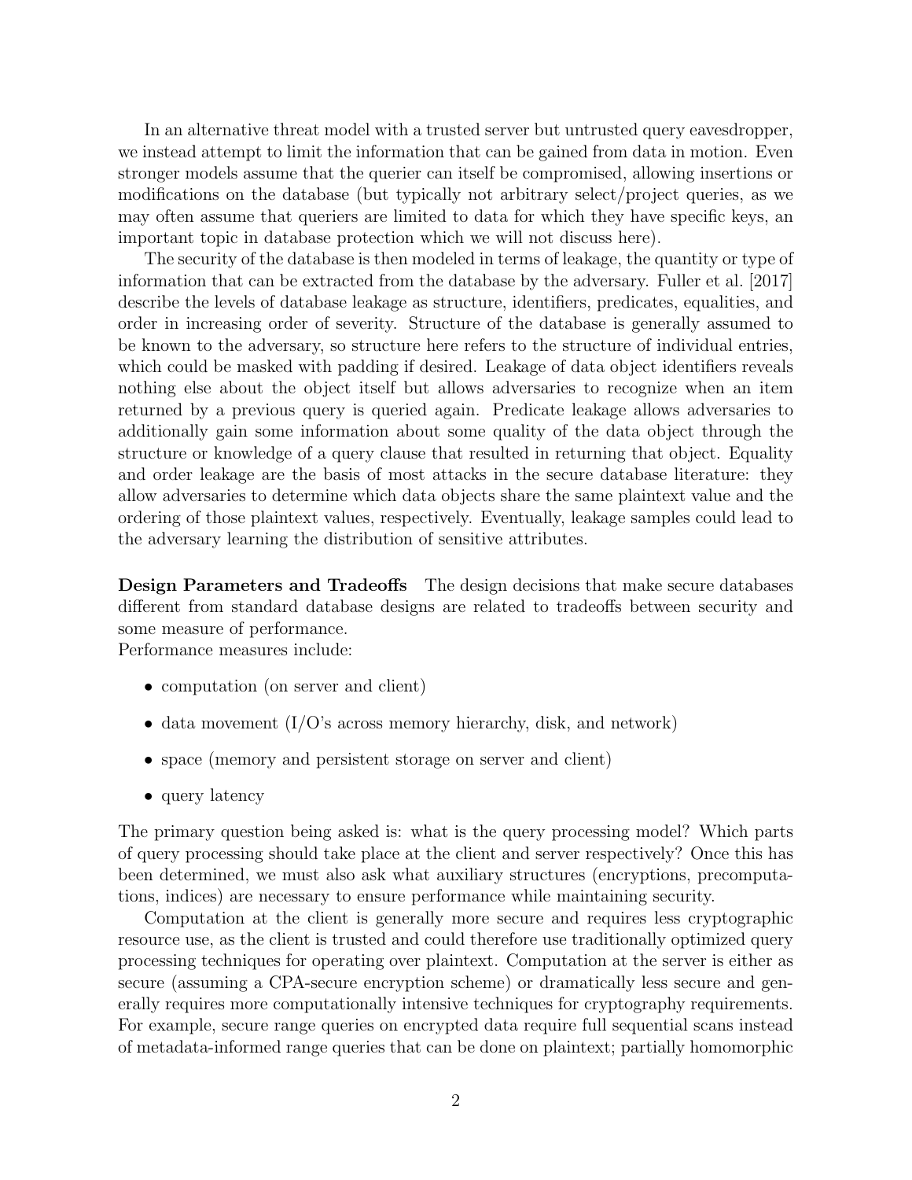In an alternative threat model with a trusted server but untrusted query eavesdropper, we instead attempt to limit the information that can be gained from data in motion. Even stronger models assume that the querier can itself be compromised, allowing insertions or modifications on the database (but typically not arbitrary select/project queries, as we may often assume that queriers are limited to data for which they have specific keys, an important topic in database protection which we will not discuss here).

The security of the database is then modeled in terms of leakage, the quantity or type of information that can be extracted from the database by the adversary. Fuller et al. [2017] describe the levels of database leakage as structure, identifiers, predicates, equalities, and order in increasing order of severity. Structure of the database is generally assumed to be known to the adversary, so structure here refers to the structure of individual entries, which could be masked with padding if desired. Leakage of data object identifiers reveals nothing else about the object itself but allows adversaries to recognize when an item returned by a previous query is queried again. Predicate leakage allows adversaries to additionally gain some information about some quality of the data object through the structure or knowledge of a query clause that resulted in returning that object. Equality and order leakage are the basis of most attacks in the secure database literature: they allow adversaries to determine which data objects share the same plaintext value and the ordering of those plaintext values, respectively. Eventually, leakage samples could lead to the adversary learning the distribution of sensitive attributes.

**Design Parameters and Tradeoffs** The design decisions that make secure databases different from standard database designs are related to tradeoffs between security and some measure of performance.
Performance measures include:

- computation (on server and client)
- data movement (I/O's across memory hierarchy, disk, and network)
- space (memory and persistent storage on server and client)
- query latency

The primary question being asked is: what is the query processing model? Which parts of query processing should take place at the client and server respectively? Once this has been determined, we must also ask what auxiliary structures (encryptions, precomputations, indices) are necessary to ensure performance while maintaining security.

Computation at the client is generally more secure and requires less cryptographic resource use, as the client is trusted and could therefore use traditionally optimized query processing techniques for operating over plaintext. Computation at the server is either as secure (assuming a CPA-secure encryption scheme) or dramatically less secure and generally requires more computationally intensive techniques for cryptography requirements. For example, secure range queries on encrypted data require full sequential scans instead of metadata-informed range queries that can be done on plaintext; partially homomorphic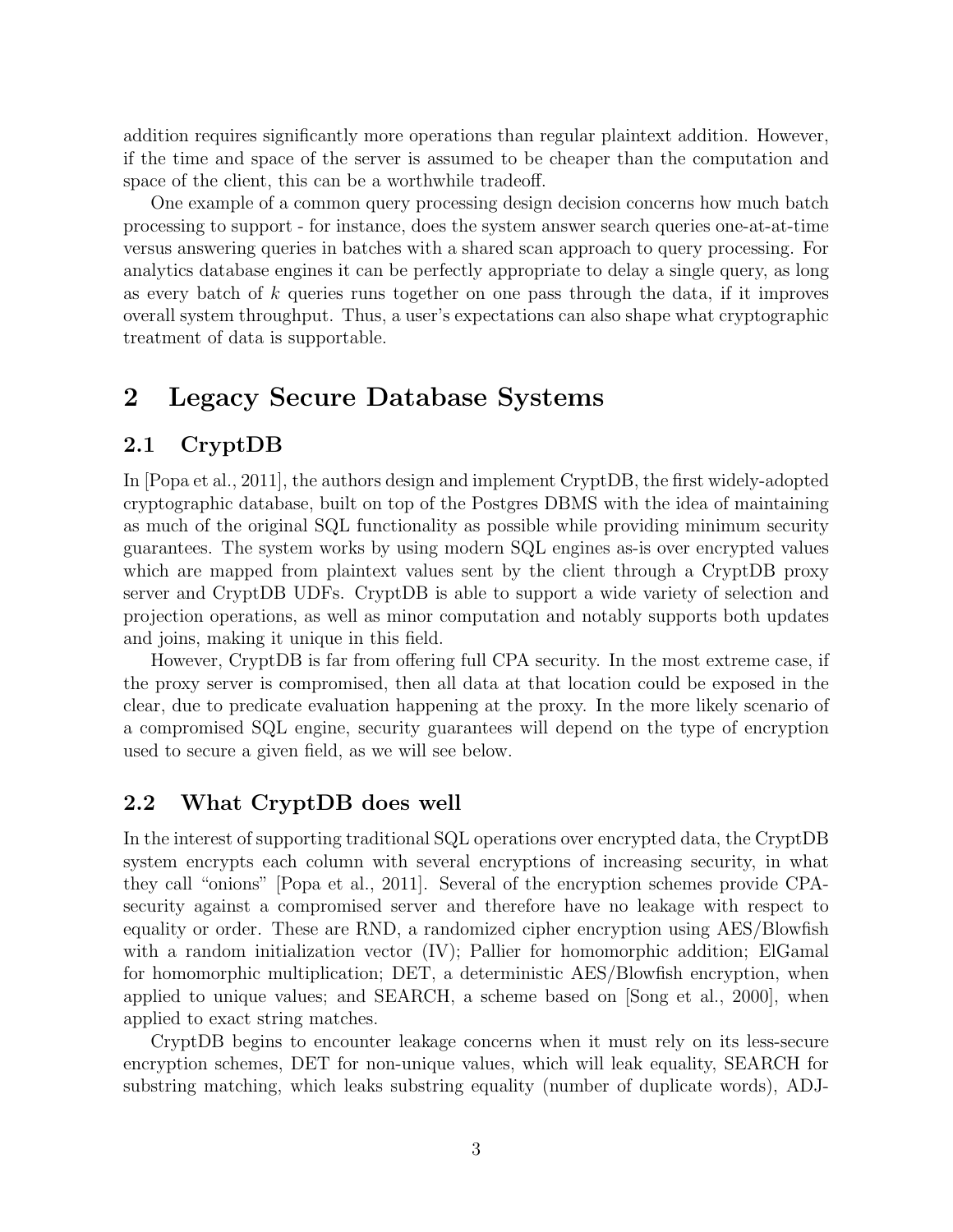addition requires significantly more operations than regular plaintext addition. However, if the time and space of the server is assumed to be cheaper than the computation and space of the client, this can be a worthwhile tradeoff.

One example of a common query processing design decision concerns how much batch processing to support - for instance, does the system answer search queries one-at-at-time versus answering queries in batches with a shared scan approach to query processing. For analytics database engines it can be perfectly appropriate to delay a single query, as long as every batch of $k$ queries runs together on one pass through the data, if it improves overall system throughput. Thus, a user's expectations can also shape what cryptographic treatment of data is supportable.

# 2 Legacy Secure Database Systems

## 2.1 CryptDB

In [Popa et al., 2011], the authors design and implement CryptDB, the first widely-adopted cryptographic database, built on top of the Postgres DBMS with the idea of maintaining as much of the original SQL functionality as possible while providing minimum security guarantees. The system works by using modern SQL engines as-is over encrypted values which are mapped from plaintext values sent by the client through a CryptDB proxy server and CryptDB UDFs. CryptDB is able to support a wide variety of selection and projection operations, as well as minor computation and notably supports both updates and joins, making it unique in this field.

However, CryptDB is far from offering full CPA security. In the most extreme case, if the proxy server is compromised, then all data at that location could be exposed in the clear, due to predicate evaluation happening at the proxy. In the more likely scenario of a compromised SQL engine, security guarantees will depend on the type of encryption used to secure a given field, as we will see below.

## 2.2 What CryptDB does well

In the interest of supporting traditional SQL operations over encrypted data, the CryptDB system encrypts each column with several encryptions of increasing security, in what they call "onions" [Popa et al., 2011]. Several of the encryption schemes provide CPA-security against a compromised server and therefore have no leakage with respect to equality or order. These are RND, a randomized cipher encryption using AES/Blowfish with a random initialization vector (IV); Pallier for homomorphic addition; ElGamal for homomorphic multiplication; DET, a deterministic AES/Blowfish encryption, when applied to unique values; and SEARCH, a scheme based on [Song et al., 2000], when applied to exact string matches.

CryptDB begins to encounter leakage concerns when it must rely on its less-secure encryption schemes, DET for non-unique values, which will leak equality, SEARCH for substring matching, which leaks substring equality (number of duplicate words), ADJ-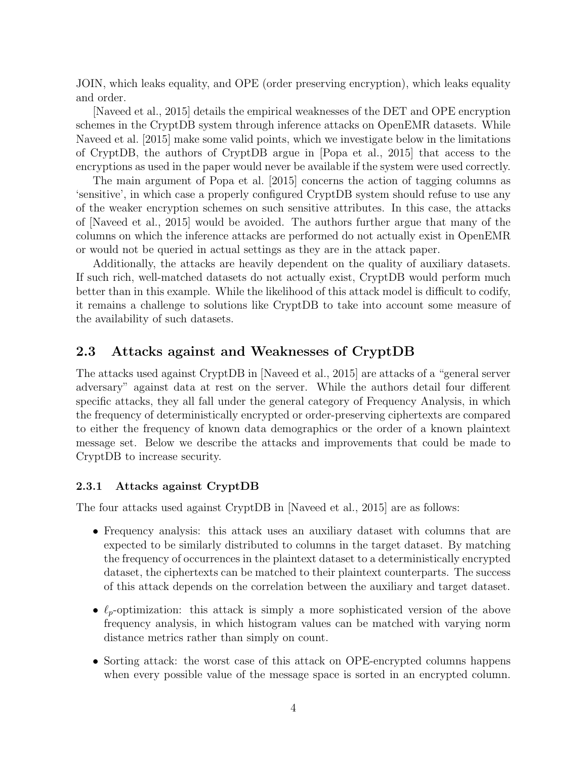JOIN, which leaks equality, and OPE (order preserving encryption), which leaks equality and order.

[Naveed et al., 2015] details the empirical weaknesses of the DET and OPE encryption schemes in the CryptDB system through inference attacks on OpenEMR datasets. While Naveed et al. [2015] make some valid points, which we investigate below in the limitations of CryptDB, the authors of CryptDB argue in [Popa et al., 2015] that access to the encryptions as used in the paper would never be available if the system were used correctly.

The main argument of Popa et al. [2015] concerns the action of tagging columns as 'sensitive', in which case a properly configured CryptDB system should refuse to use any of the weaker encryption schemes on such sensitive attributes. In this case, the attacks of [Naveed et al., 2015] would be avoided. The authors further argue that many of the columns on which the inference attacks are performed do not actually exist in OpenEMR or would not be queried in actual settings as they are in the attack paper.

Additionally, the attacks are heavily dependent on the quality of auxiliary datasets. If such rich, well-matched datasets do not actually exist, CryptDB would perform much better than in this example. While the likelihood of this attack model is difficult to codify, it remains a challenge to solutions like CryptDB to take into account some measure of the availability of such datasets.

## 2.3 Attacks against and Weaknesses of CryptDB

The attacks used against CryptDB in [Naveed et al., 2015] are attacks of a "general server adversary" against data at rest on the server. While the authors detail four different specific attacks, they all fall under the general category of Frequency Analysis, in which the frequency of deterministically encrypted or order-preserving ciphertexts are compared to either the frequency of known data demographics or the order of a known plaintext message set. Below we describe the attacks and improvements that could be made to CryptDB to increase security.

### 2.3.1 Attacks against CryptDB

The four attacks used against CryptDB in [Naveed et al., 2015] are as follows:

- Frequency analysis: this attack uses an auxiliary dataset with columns that are expected to be similarly distributed to columns in the target dataset. By matching the frequency of occurrences in the plaintext dataset to a deterministically encrypted dataset, the ciphertexts can be matched to their plaintext counterparts. The success of this attack depends on the correlation between the auxiliary and target dataset.
- $\ell_p$-optimization: this attack is simply a more sophisticated version of the above frequency analysis, in which histogram values can be matched with varying norm distance metrics rather than simply on count.
- Sorting attack: the worst case of this attack on OPE-encrypted columns happens when every possible value of the message space is sorted in an encrypted column.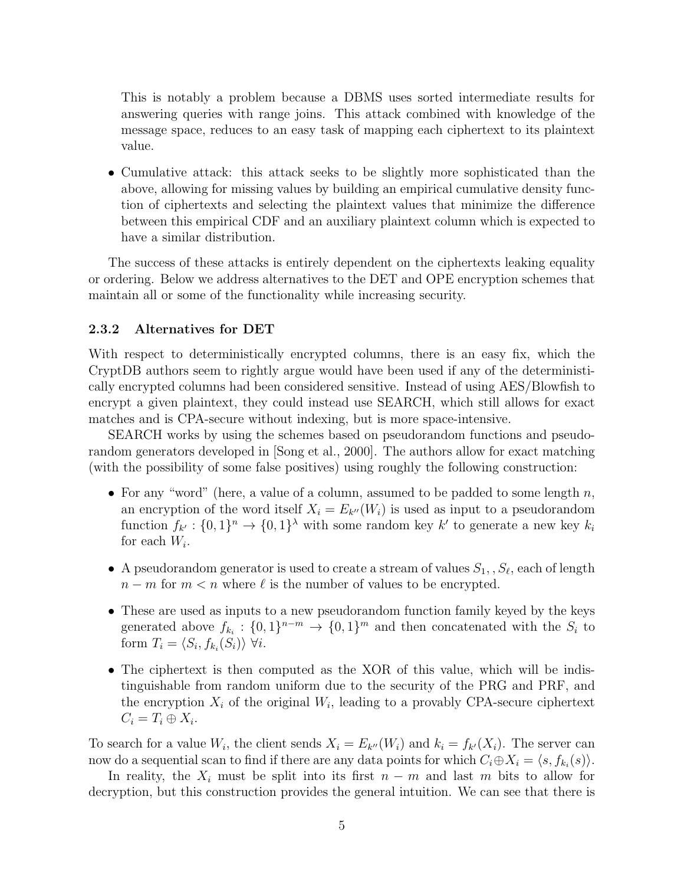This is notably a problem because a DBMS uses sorted intermediate results for answering queries with range joins. This attack combined with knowledge of the message space, reduces to an easy task of mapping each ciphertext to its plaintext value.

- Cumulative attack: this attack seeks to be slightly more sophisticated than the above, allowing for missing values by building an empirical cumulative density function of ciphertexts and selecting the plaintext values that minimize the difference between this empirical CDF and an auxiliary plaintext column which is expected to have a similar distribution.

The success of these attacks is entirely dependent on the ciphertexts leaking equality or ordering. Below we address alternatives to the DET and OPE encryption schemes that maintain all or some of the functionality while increasing security.

### 2.3.2 Alternatives for DET

With respect to deterministically encrypted columns, there is an easy fix, which the CryptDB authors seem to rightly argue would have been used if any of the deterministically encrypted columns had been considered sensitive. Instead of using AES/Blowfish to encrypt a given plaintext, they could instead use SEARCH, which still allows for exact matches and is CPA-secure without indexing, but is more space-intensive.

SEARCH works by using the schemes based on pseudorandom functions and pseudorandom generators developed in [Song et al., 2000]. The authors allow for exact matching (with the possibility of some false positives) using roughly the following construction:

- For any "word" (here, a value of a column, assumed to be padded to some length $n$, an encryption of the word itself $X_i = E_{k''}(W_i)$ is used as input to a pseudorandom function $f_{k'} : \{0,1\}^n \to \{0,1\}^\lambda$ with some random key $k'$ to generate a new key $k_i$ for each $W_i$.
- A pseudorandom generator is used to create a stream of values $S_1, , S_\ell$, each of length $n - m$ for $m < n$ where $\ell$ is the number of values to be encrypted.
- These are used as inputs to a new pseudorandom function family keyed by the keys generated above $f_{k_i} : \{0,1\}^{n-m} \to \{0,1\}^m$ and then concatenated with the $S_i$ to form $T_i = \langle S_i, f_{k_i}(S_i) \rangle \; \forall i$.
- The ciphertext is then computed as the XOR of this value, which will be indistinguishable from random uniform due to the security of the PRG and PRF, and the encryption $X_i$ of the original $W_i$, leading to a provably CPA-secure ciphertext $C_i = T_i \oplus X_i$.

To search for a value $W_i$, the client sends $X_i = E_{k''}(W_i)$ and $k_i = f_{k'}(X_i)$. The server can now do a sequential scan to find if there are any data points for which $C_i \oplus X_i = \langle s, f_{k_i}(s) \rangle$.

In reality, the $X_i$ must be split into its first $n - m$ and last $m$ bits to allow for decryption, but this construction provides the general intuition. We can see that there is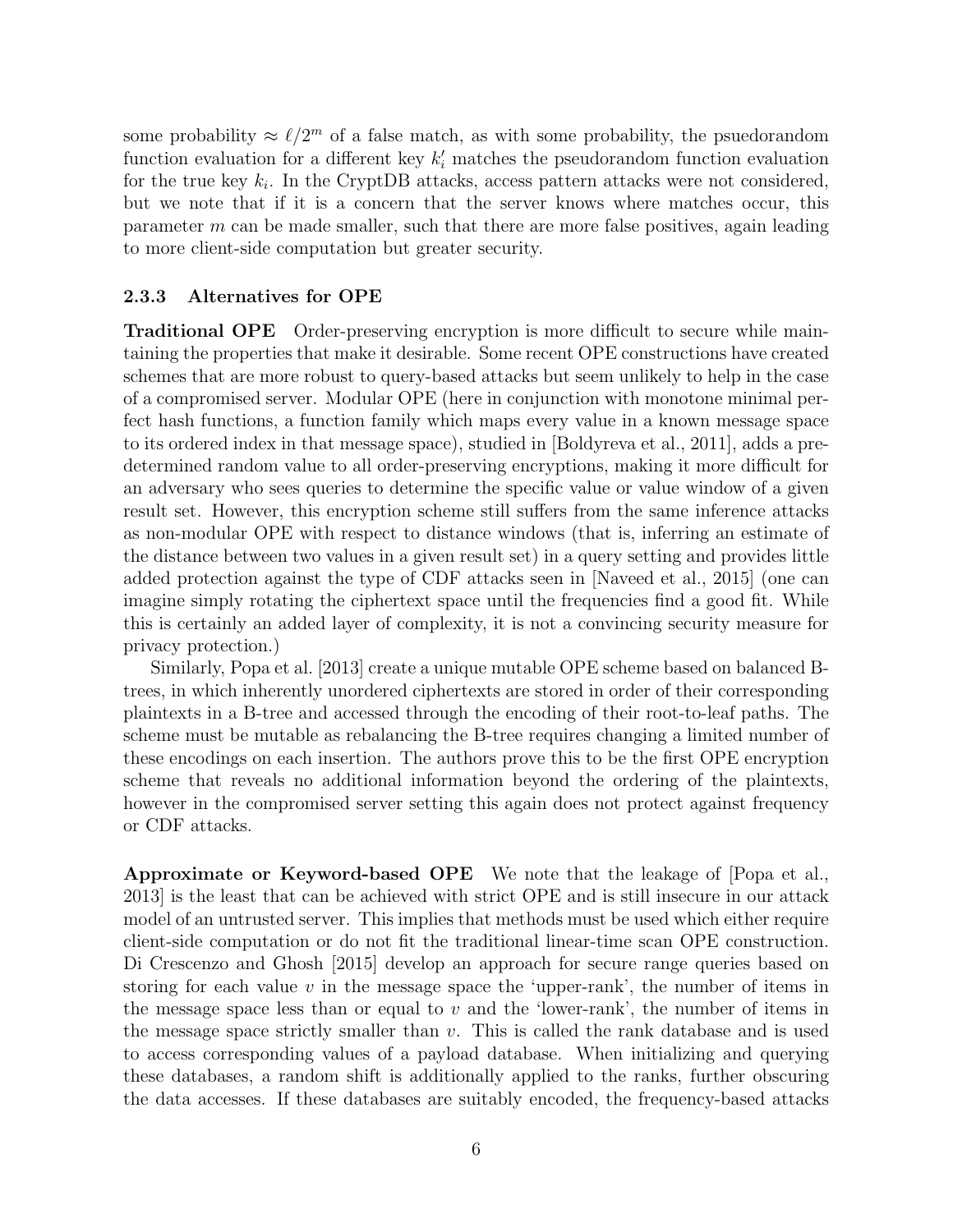some probability $\approx \ell/2^m$ of a false match, as with some probability, the psuedorandom function evaluation for a different key $k_i'$ matches the pseudorandom function evaluation for the true key $k_i$. In the CryptDB attacks, access pattern attacks were not considered, but we note that if it is a concern that the server knows where matches occur, this parameter $m$ can be made smaller, such that there are more false positives, again leading to more client-side computation but greater security.

### 2.3.3 Alternatives for OPE

**Traditional OPE** Order-preserving encryption is more difficult to secure while maintaining the properties that make it desirable. Some recent OPE constructions have created schemes that are more robust to query-based attacks but seem unlikely to help in the case of a compromised server. Modular OPE (here in conjunction with monotone minimal perfect hash functions, a function family which maps every value in a known message space to its ordered index in that message space), studied in [Boldyreva et al., 2011], adds a predetermined random value to all order-preserving encryptions, making it more difficult for an adversary who sees queries to determine the specific value or value window of a given result set. However, this encryption scheme still suffers from the same inference attacks as non-modular OPE with respect to distance windows (that is, inferring an estimate of the distance between two values in a given result set) in a query setting and provides little added protection against the type of CDF attacks seen in [Naveed et al., 2015] (one can imagine simply rotating the ciphertext space until the frequencies find a good fit. While this is certainly an added layer of complexity, it is not a convincing security measure for privacy protection.)

Similarly, Popa et al. [2013] create a unique mutable OPE scheme based on balanced B-trees, in which inherently unordered ciphertexts are stored in order of their corresponding plaintexts in a B-tree and accessed through the encoding of their root-to-leaf paths. The scheme must be mutable as rebalancing the B-tree requires changing a limited number of these encodings on each insertion. The authors prove this to be the first OPE encryption scheme that reveals no additional information beyond the ordering of the plaintexts, however in the compromised server setting this again does not protect against frequency or CDF attacks.

**Approximate or Keyword-based OPE** We note that the leakage of [Popa et al., 2013] is the least that can be achieved with strict OPE and is still insecure in our attack model of an untrusted server. This implies that methods must be used which either require client-side computation or do not fit the traditional linear-time scan OPE construction. Di Crescenzo and Ghosh [2015] develop an approach for secure range queries based on storing for each value $v$ in the message space the 'upper-rank', the number of items in the message space less than or equal to $v$ and the 'lower-rank', the number of items in the message space strictly smaller than $v$. This is called the rank database and is used to access corresponding values of a payload database. When initializing and querying these databases, a random shift is additionally applied to the ranks, further obscuring the data accesses. If these databases are suitably encoded, the frequency-based attacks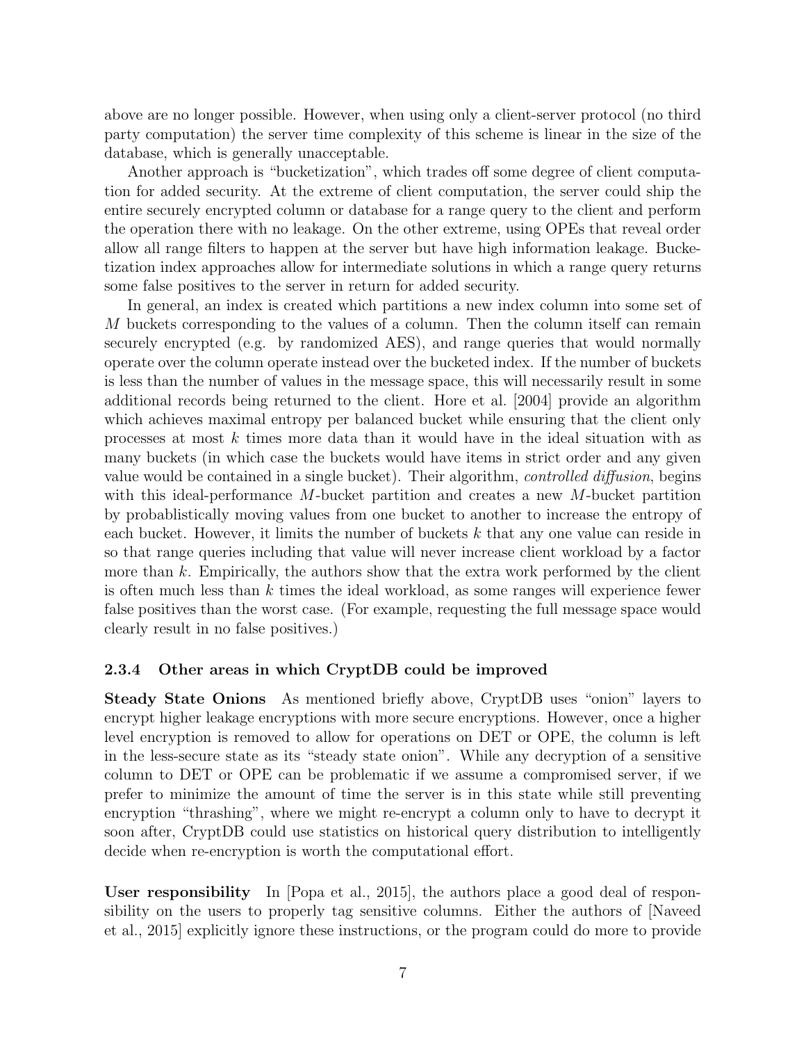above are no longer possible. However, when using only a client-server protocol (no third party computation) the server time complexity of this scheme is linear in the size of the database, which is generally unacceptable.

Another approach is "bucketization", which trades off some degree of client computation for added security. At the extreme of client computation, the server could ship the entire securely encrypted column or database for a range query to the client and perform the operation there with no leakage. On the other extreme, using OPEs that reveal order allow all range filters to happen at the server but have high information leakage. Bucketization index approaches allow for intermediate solutions in which a range query returns some false positives to the server in return for added security.

In general, an index is created which partitions a new index column into some set of $M$ buckets corresponding to the values of a column. Then the column itself can remain securely encrypted (e.g. by randomized AES), and range queries that would normally operate over the column operate instead over the bucketed index. If the number of buckets is less than the number of values in the message space, this will necessarily result in some additional records being returned to the client. Hore et al. [2004] provide an algorithm which achieves maximal entropy per balanced bucket while ensuring that the client only processes at most $k$ times more data than it would have in the ideal situation with as many buckets (in which case the buckets would have items in strict order and any given value would be contained in a single bucket). Their algorithm, *controlled diffusion*, begins with this ideal-performance $M$-bucket partition and creates a new $M$-bucket partition by probablistically moving values from one bucket to another to increase the entropy of each bucket. However, it limits the number of buckets $k$ that any one value can reside in so that range queries including that value will never increase client workload by a factor more than $k$. Empirically, the authors show that the extra work performed by the client is often much less than $k$ times the ideal workload, as some ranges will experience fewer false positives than the worst case. (For example, requesting the full message space would clearly result in no false positives.)

### 2.3.4 Other areas in which CryptDB could be improved

**Steady State Onions** As mentioned briefly above, CryptDB uses "onion" layers to encrypt higher leakage encryptions with more secure encryptions. However, once a higher level encryption is removed to allow for operations on DET or OPE, the column is left in the less-secure state as its "steady state onion". While any decryption of a sensitive column to DET or OPE can be problematic if we assume a compromised server, if we prefer to minimize the amount of time the server is in this state while still preventing encryption "thrashing", where we might re-encrypt a column only to have to decrypt it soon after, CryptDB could use statistics on historical query distribution to intelligently decide when re-encryption is worth the computational effort.

**User responsibility** In [Popa et al., 2015], the authors place a good deal of responsibility on the users to properly tag sensitive columns. Either the authors of [Naveed et al., 2015] explicitly ignore these instructions, or the program could do more to provide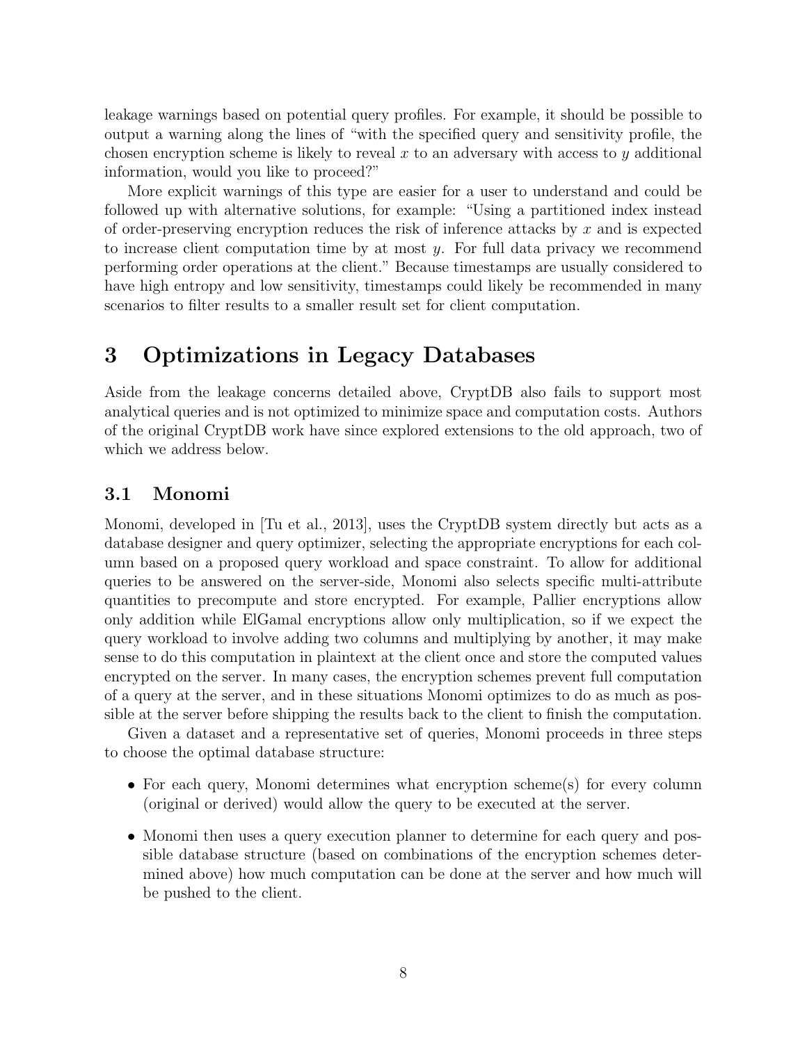leakage warnings based on potential query profiles. For example, it should be possible to output a warning along the lines of "with the specified query and sensitivity profile, the chosen encryption scheme is likely to reveal $x$ to an adversary with access to $y$ additional information, would you like to proceed?"

More explicit warnings of this type are easier for a user to understand and could be followed up with alternative solutions, for example: "Using a partitioned index instead of order-preserving encryption reduces the risk of inference attacks by $x$ and is expected to increase client computation time by at most $y$. For full data privacy we recommend performing order operations at the client." Because timestamps are usually considered to have high entropy and low sensitivity, timestamps could likely be recommended in many scenarios to filter results to a smaller result set for client computation.

# 3 Optimizations in Legacy Databases

Aside from the leakage concerns detailed above, CryptDB also fails to support most analytical queries and is not optimized to minimize space and computation costs. Authors of the original CryptDB work have since explored extensions to the old approach, two of which we address below.

## 3.1 Monomi

Monomi, developed in [Tu et al., 2013], uses the CryptDB system directly but acts as a database designer and query optimizer, selecting the appropriate encryptions for each column based on a proposed query workload and space constraint. To allow for additional queries to be answered on the server-side, Monomi also selects specific multi-attribute quantities to precompute and store encrypted. For example, Pallier encryptions allow only addition while ElGamal encryptions allow only multiplication, so if we expect the query workload to involve adding two columns and multiplying by another, it may make sense to do this computation in plaintext at the client once and store the computed values encrypted on the server. In many cases, the encryption schemes prevent full computation of a query at the server, and in these situations Monomi optimizes to do as much as possible at the server before shipping the results back to the client to finish the computation.

Given a dataset and a representative set of queries, Monomi proceeds in three steps to choose the optimal database structure:

- For each query, Monomi determines what encryption scheme(s) for every column (original or derived) would allow the query to be executed at the server.
- Monomi then uses a query execution planner to determine for each query and possible database structure (based on combinations of the encryption schemes determined above) how much computation can be done at the server and how much will be pushed to the client.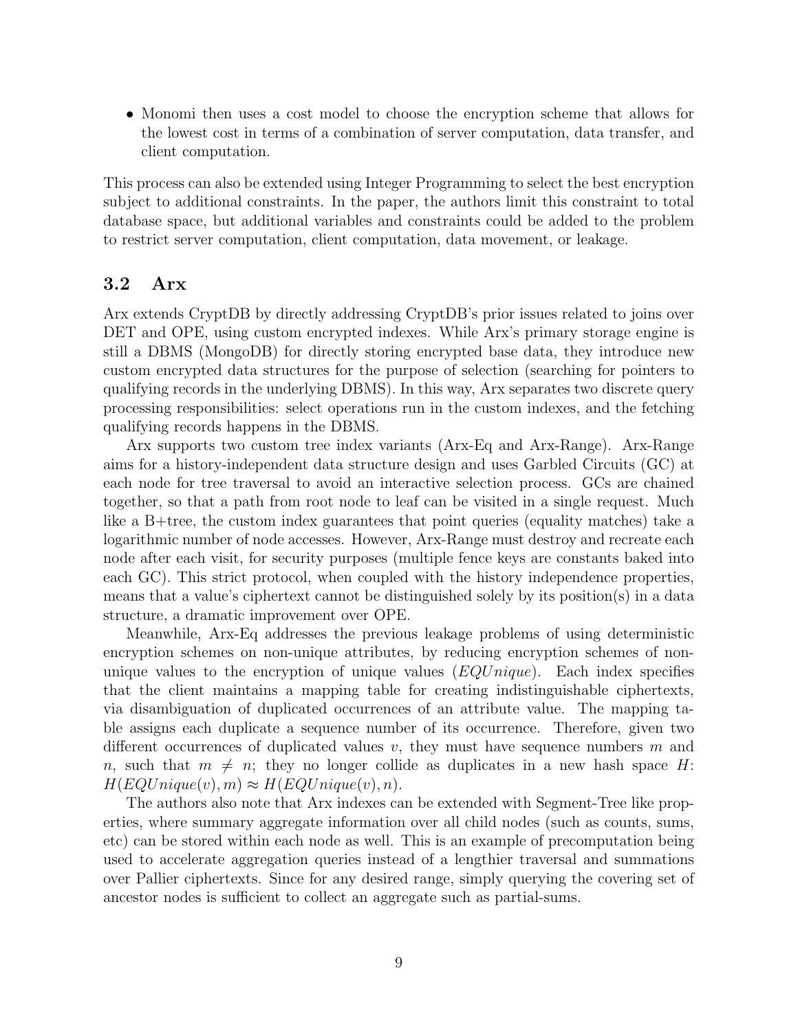- Monomi then uses a cost model to choose the encryption scheme that allows for the lowest cost in terms of a combination of server computation, data transfer, and client computation.

This process can also be extended using Integer Programming to select the best encryption subject to additional constraints. In the paper, the authors limit this constraint to total database space, but additional variables and constraints could be added to the problem to restrict server computation, client computation, data movement, or leakage.

## 3.2 Arx

Arx extends CryptDB by directly addressing CryptDB's prior issues related to joins over DET and OPE, using custom encrypted indexes. While Arx's primary storage engine is still a DBMS (MongoDB) for directly storing encrypted base data, they introduce new custom encrypted data structures for the purpose of selection (searching for pointers to qualifying records in the underlying DBMS). In this way, Arx separates two discrete query processing responsibilities: select operations run in the custom indexes, and the fetching qualifying records happens in the DBMS.

Arx supports two custom tree index variants (Arx-Eq and Arx-Range). Arx-Range aims for a history-independent data structure design and uses Garbled Circuits (GC) at each node for tree traversal to avoid an interactive selection process. GCs are chained together, so that a path from root node to leaf can be visited in a single request. Much like a B+tree, the custom index guarantees that point queries (equality matches) take a logarithmic number of node accesses. However, Arx-Range must destroy and recreate each node after each visit, for security purposes (multiple fence keys are constants baked into each GC). This strict protocol, when coupled with the history independence properties, means that a value's ciphertext cannot be distinguished solely by its position(s) in a data structure, a dramatic improvement over OPE.

Meanwhile, Arx-Eq addresses the previous leakage problems of using deterministic encryption schemes on non-unique attributes, by reducing encryption schemes of non-unique values to the encryption of unique values ($EQUnique$). Each index specifies that the client maintains a mapping table for creating indistinguishable ciphertexts, via disambiguation of duplicated occurrences of an attribute value. The mapping table assigns each duplicate a sequence number of its occurrence. Therefore, given two different occurrences of duplicated values $v$, they must have sequence numbers $m$ and $n$, such that $m \neq n$; they no longer collide as duplicates in a new hash space $H$: $H(EQUnique(v), m) \approx H(EQUnique(v), n)$.

The authors also note that Arx indexes can be extended with Segment-Tree like properties, where summary aggregate information over all child nodes (such as counts, sums, etc) can be stored within each node as well. This is an example of precomputation being used to accelerate aggregation queries instead of a lengthier traversal and summations over Pallier ciphertexts. Since for any desired range, simply querying the covering set of ancestor nodes is sufficient to collect an aggregate such as partial-sums.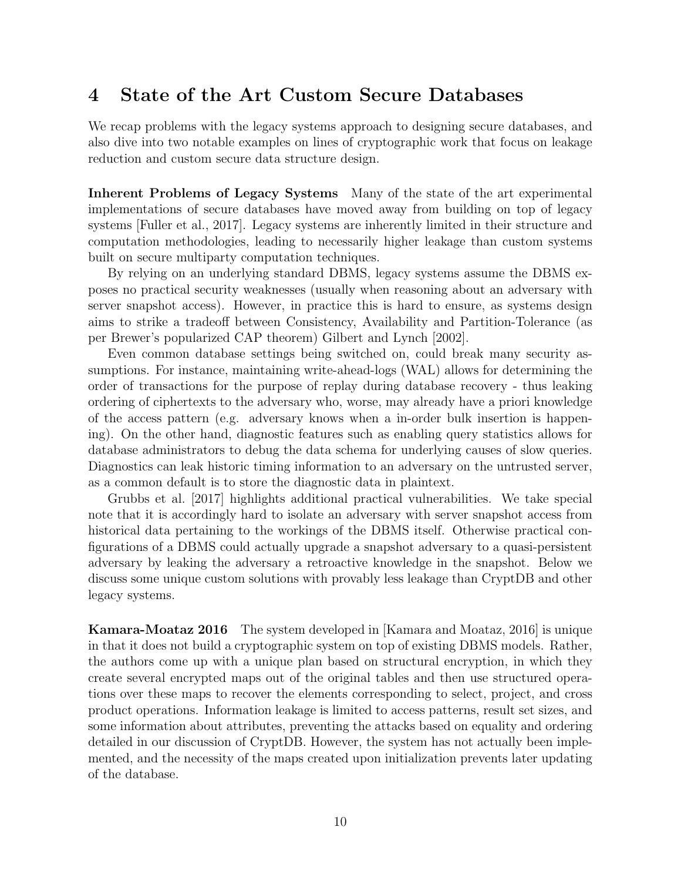# 4 State of the Art Custom Secure Databases

We recap problems with the legacy systems approach to designing secure databases, and also dive into two notable examples on lines of cryptographic work that focus on leakage reduction and custom secure data structure design.

**Inherent Problems of Legacy Systems** Many of the state of the art experimental implementations of secure databases have moved away from building on top of legacy systems [Fuller et al., 2017]. Legacy systems are inherently limited in their structure and computation methodologies, leading to necessarily higher leakage than custom systems built on secure multiparty computation techniques.

By relying on an underlying standard DBMS, legacy systems assume the DBMS exposes no practical security weaknesses (usually when reasoning about an adversary with server snapshot access). However, in practice this is hard to ensure, as systems design aims to strike a tradeoff between Consistency, Availability and Partition-Tolerance (as per Brewer's popularized CAP theorem) Gilbert and Lynch [2002].

Even common database settings being switched on, could break many security assumptions. For instance, maintaining write-ahead-logs (WAL) allows for determining the order of transactions for the purpose of replay during database recovery - thus leaking ordering of ciphertexts to the adversary who, worse, may already have a priori knowledge of the access pattern (e.g. adversary knows when a in-order bulk insertion is happening). On the other hand, diagnostic features such as enabling query statistics allows for database administrators to debug the data schema for underlying causes of slow queries. Diagnostics can leak historic timing information to an adversary on the untrusted server, as a common default is to store the diagnostic data in plaintext.

Grubbs et al. [2017] highlights additional practical vulnerabilities. We take special note that it is accordingly hard to isolate an adversary with server snapshot access from historical data pertaining to the workings of the DBMS itself. Otherwise practical configurations of a DBMS could actually upgrade a snapshot adversary to a quasi-persistent adversary by leaking the adversary a retroactive knowledge in the snapshot. Below we discuss some unique custom solutions with provably less leakage than CryptDB and other legacy systems.

**Kamara-Moataz 2016** The system developed in [Kamara and Moataz, 2016] is unique in that it does not build a cryptographic system on top of existing DBMS models. Rather, the authors come up with a unique plan based on structural encryption, in which they create several encrypted maps out of the original tables and then use structured operations over these maps to recover the elements corresponding to select, project, and cross product operations. Information leakage is limited to access patterns, result set sizes, and some information about attributes, preventing the attacks based on equality and ordering detailed in our discussion of CryptDB. However, the system has not actually been implemented, and the necessity of the maps created upon initialization prevents later updating of the database.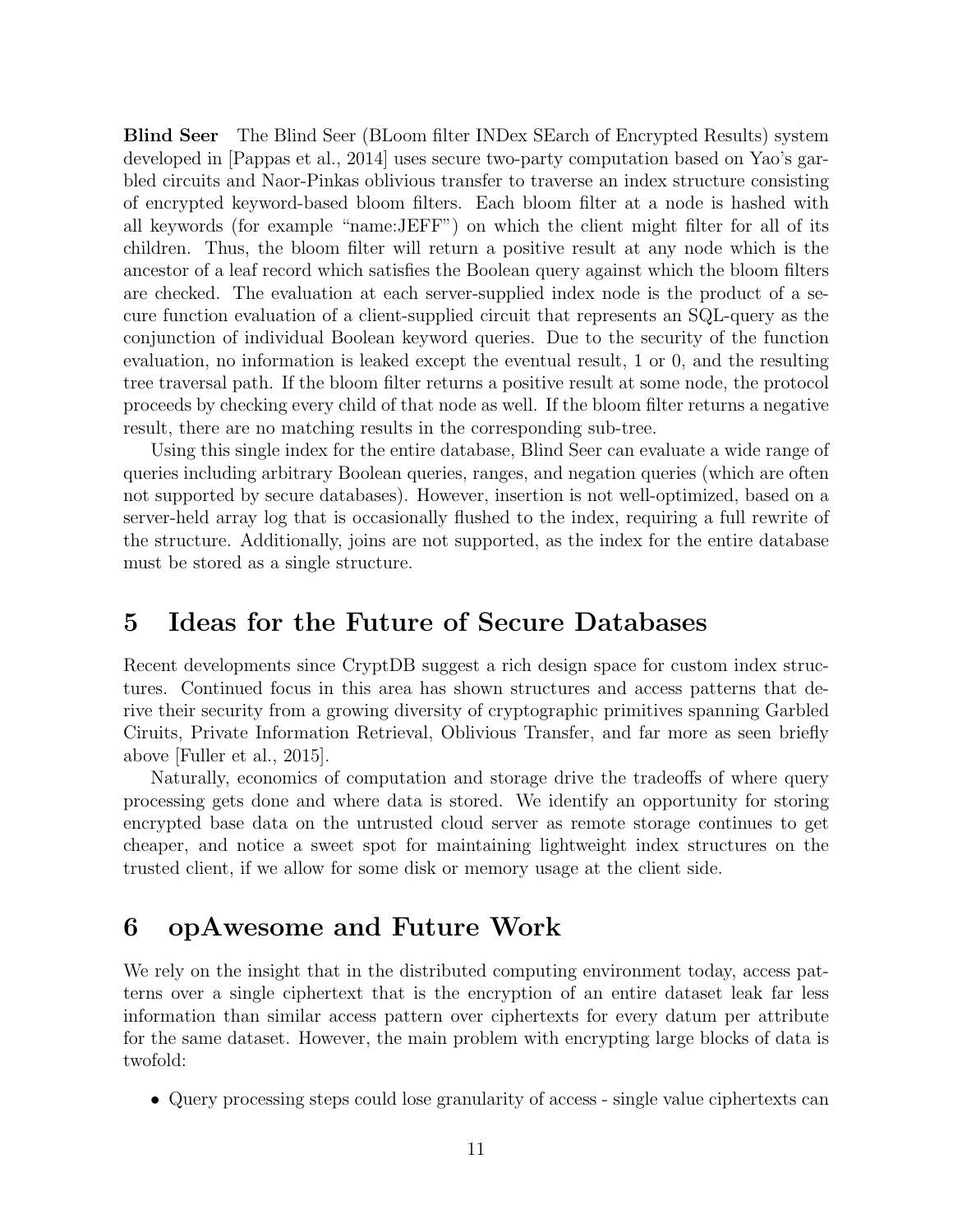**Blind Seer** The Blind Seer (BLoom filter INDex SEarch of Encrypted Results) system developed in [Pappas et al., 2014] uses secure two-party computation based on Yao's garbled circuits and Naor-Pinkas oblivious transfer to traverse an index structure consisting of encrypted keyword-based bloom filters. Each bloom filter at a node is hashed with all keywords (for example "name:JEFF") on which the client might filter for all of its children. Thus, the bloom filter will return a positive result at any node which is the ancestor of a leaf record which satisfies the Boolean query against which the bloom filters are checked. The evaluation at each server-supplied index node is the product of a secure function evaluation of a client-supplied circuit that represents an SQL-query as the conjunction of individual Boolean keyword queries. Due to the security of the function evaluation, no information is leaked except the eventual result, 1 or 0, and the resulting tree traversal path. If the bloom filter returns a positive result at some node, the protocol proceeds by checking every child of that node as well. If the bloom filter returns a negative result, there are no matching results in the corresponding sub-tree.

Using this single index for the entire database, Blind Seer can evaluate a wide range of queries including arbitrary Boolean queries, ranges, and negation queries (which are often not supported by secure databases). However, insertion is not well-optimized, based on a server-held array log that is occasionally flushed to the index, requiring a full rewrite of the structure. Additionally, joins are not supported, as the index for the entire database must be stored as a single structure.

# 5 Ideas for the Future of Secure Databases

Recent developments since CryptDB suggest a rich design space for custom index structures. Continued focus in this area has shown structures and access patterns that derive their security from a growing diversity of cryptographic primitives spanning Garbled Ciruits, Private Information Retrieval, Oblivious Transfer, and far more as seen briefly above [Fuller et al., 2015].

Naturally, economics of computation and storage drive the tradeoffs of where query processing gets done and where data is stored. We identify an opportunity for storing encrypted base data on the untrusted cloud server as remote storage continues to get cheaper, and notice a sweet spot for maintaining lightweight index structures on the trusted client, if we allow for some disk or memory usage at the client side.

# 6 opAwesome and Future Work

We rely on the insight that in the distributed computing environment today, access patterns over a single ciphertext that is the encryption of an entire dataset leak far less information than similar access pattern over ciphertexts for every datum per attribute for the same dataset. However, the main problem with encrypting large blocks of data is twofold:

- Query processing steps could lose granularity of access - single value ciphertexts can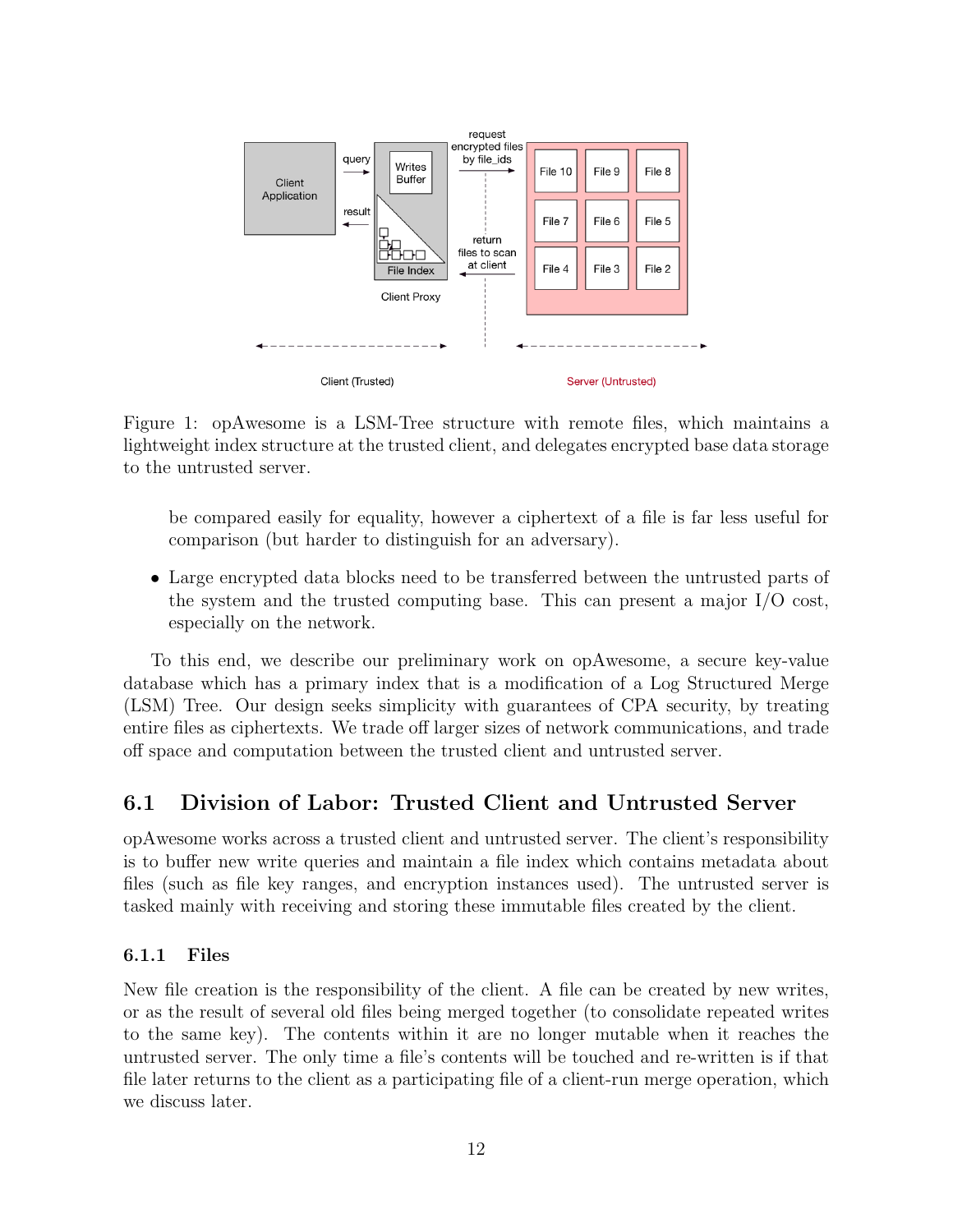Figure 1: opAwesome is a LSM-Tree structure with remote files, which maintains a lightweight index structure at the trusted client, and delegates encrypted base data storage to the untrusted server.

be compared easily for equality, however a ciphertext of a file is far less useful for comparison (but harder to distinguish for an adversary).

- Large encrypted data blocks need to be transferred between the untrusted parts of the system and the trusted computing base. This can present a major I/O cost, especially on the network.

To this end, we describe our preliminary work on opAwesome, a secure key-value database which has a primary index that is a modification of a Log Structured Merge (LSM) Tree. Our design seeks simplicity with guarantees of CPA security, by treating entire files as ciphertexts. We trade off larger sizes of network communications, and trade off space and computation between the trusted client and untrusted server.

## 6.1 Division of Labor: Trusted Client and Untrusted Server

opAwesome works across a trusted client and untrusted server. The client's responsibility is to buffer new write queries and maintain a file index which contains metadata about files (such as file key ranges, and encryption instances used). The untrusted server is tasked mainly with receiving and storing these immutable files created by the client.

### 6.1.1 Files

New file creation is the responsibility of the client. A file can be created by new writes, or as the result of several old files being merged together (to consolidate repeated writes to the same key). The contents within it are no longer mutable when it reaches the untrusted server. The only time a file's contents will be touched and re-written is if that file later returns to the client as a participating file of a client-run merge operation, which we discuss later.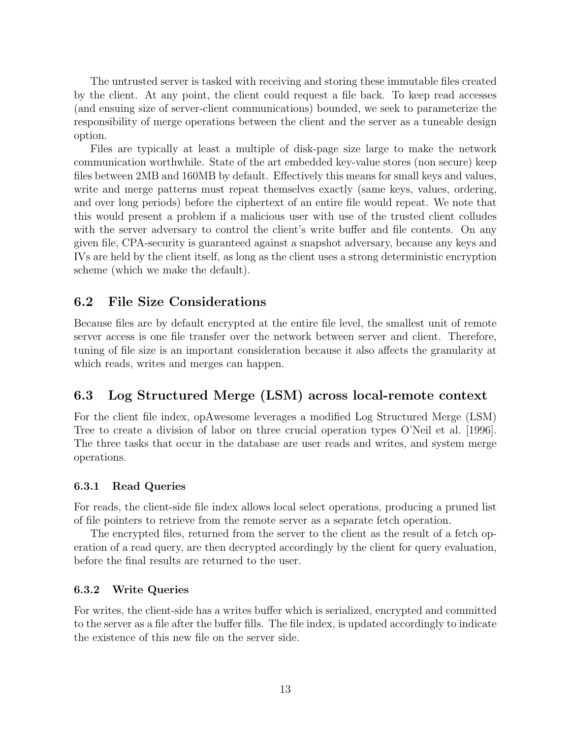The untrusted server is tasked with receiving and storing these immutable files created by the client. At any point, the client could request a file back. To keep read accesses (and ensuing size of server-client communications) bounded, we seek to parameterize the responsibility of merge operations between the client and the server as a tuneable design option.

Files are typically at least a multiple of disk-page size large to make the network communication worthwhile. State of the art embedded key-value stores (non secure) keep files between 2MB and 160MB by default. Effectively this means for small keys and values, write and merge patterns must repeat themselves exactly (same keys, values, ordering, and over long periods) before the ciphertext of an entire file would repeat. We note that this would present a problem if a malicious user with use of the trusted client colludes with the server adversary to control the client's write buffer and file contents. On any given file, CPA-security is guaranteed against a snapshot adversary, because any keys and IVs are held by the client itself, as long as the client uses a strong deterministic encryption scheme (which we make the default).

## 6.2 File Size Considerations

Because files are by default encrypted at the entire file level, the smallest unit of remote server access is one file transfer over the network between server and client. Therefore, tuning of file size is an important consideration because it also affects the granularity at which reads, writes and merges can happen.

## 6.3 Log Structured Merge (LSM) across local-remote context

For the client file index, opAwesome leverages a modified Log Structured Merge (LSM) Tree to create a division of labor on three crucial operation types O'Neil et al. [1996]. The three tasks that occur in the database are user reads and writes, and system merge operations.

### 6.3.1 Read Queries

For reads, the client-side file index allows local select operations, producing a pruned list of file pointers to retrieve from the remote server as a separate fetch operation.

The encrypted files, returned from the server to the client as the result of a fetch operation of a read query, are then decrypted accordingly by the client for query evaluation, before the final results are returned to the user.

### 6.3.2 Write Queries

For writes, the client-side has a writes buffer which is serialized, encrypted and committed to the server as a file after the buffer fills. The file index, is updated accordingly to indicate the existence of this new file on the server side.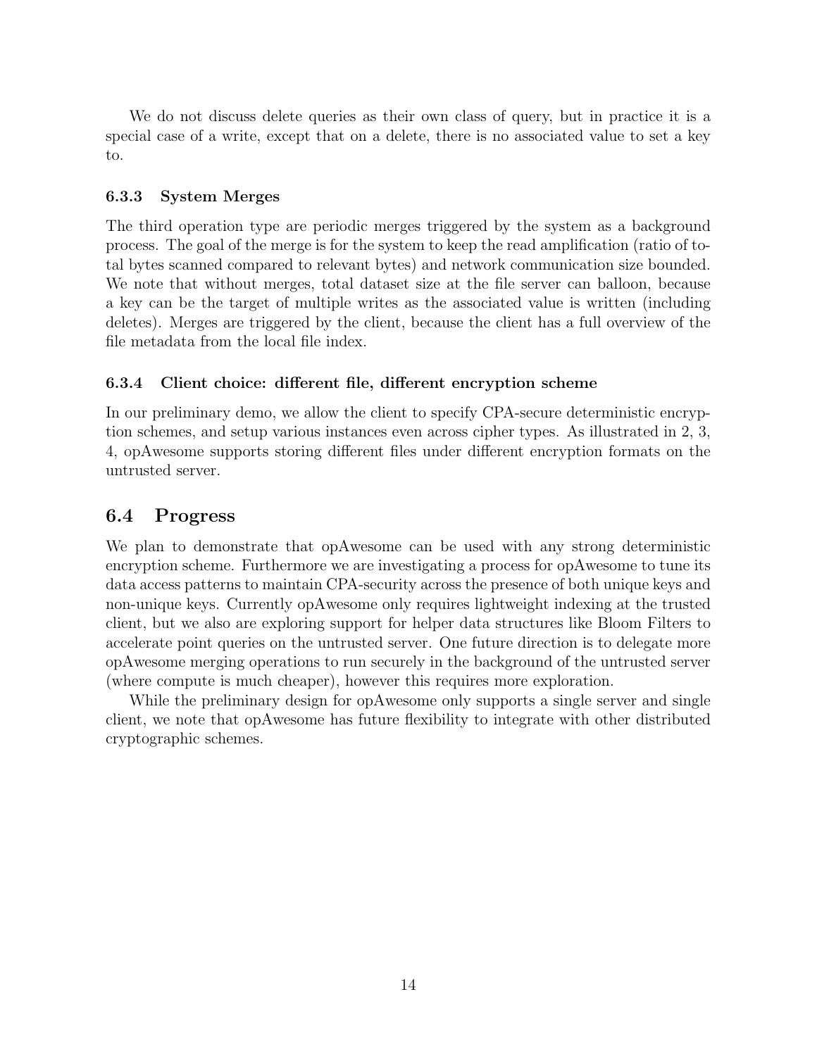We do not discuss delete queries as their own class of query, but in practice it is a special case of a write, except that on a delete, there is no associated value to set a key to.

#### 6.3.3 System Merges

The third operation type are periodic merges triggered by the system as a background process. The goal of the merge is for the system to keep the read amplification (ratio of total bytes scanned compared to relevant bytes) and network communication size bounded. We note that without merges, total dataset size at the file server can balloon, because a key can be the target of multiple writes as the associated value is written (including deletes). Merges are triggered by the client, because the client has a full overview of the file metadata from the local file index.

#### 6.3.4 Client choice: different file, different encryption scheme

In our preliminary demo, we allow the client to specify CPA-secure deterministic encryption schemes, and setup various instances even across cipher types. As illustrated in 2, 3, 4, opAwesome supports storing different files under different encryption formats on the untrusted server.

### 6.4 Progress

We plan to demonstrate that opAwesome can be used with any strong deterministic encryption scheme. Furthermore we are investigating a process for opAwesome to tune its data access patterns to maintain CPA-security across the presence of both unique keys and non-unique keys. Currently opAwesome only requires lightweight indexing at the trusted client, but we also are exploring support for helper data structures like Bloom Filters to accelerate point queries on the untrusted server. One future direction is to delegate more opAwesome merging operations to run securely in the background of the untrusted server (where compute is much cheaper), however this requires more exploration.

While the preliminary design for opAwesome only supports a single server and single client, we note that opAwesome has future flexibility to integrate with other distributed cryptographic schemes.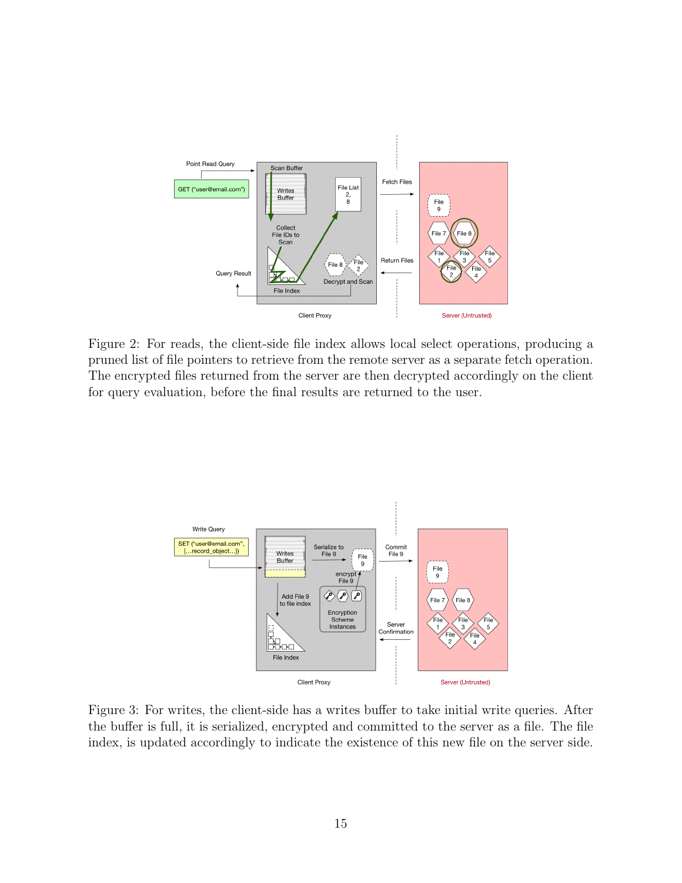Figure 2: For reads, the client-side file index allows local select operations, producing a pruned list of file pointers to retrieve from the remote server as a separate fetch operation. The encrypted files returned from the server are then decrypted accordingly on the client for query evaluation, before the final results are returned to the user.

Figure 3: For writes, the client-side has a writes buffer to take initial write queries. After the buffer is full, it is serialized, encrypted and committed to the server as a file. The file index, is updated accordingly to indicate the existence of this new file on the server side.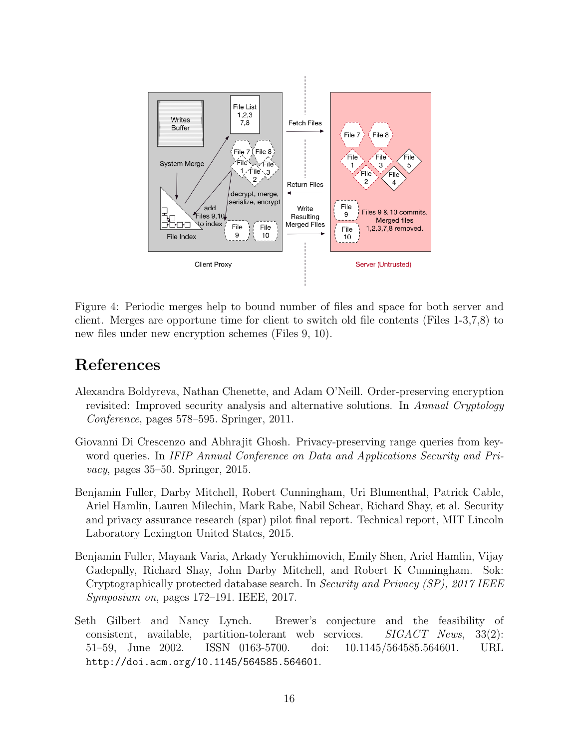Figure 4: Periodic merges help to bound number of files and space for both server and client. Merges are opportune time for client to switch old file contents (Files 1-3,7,8) to new files under new encryption schemes (Files 9, 10).

# References

Alexandra Boldyreva, Nathan Chenette, and Adam O'Neill. Order-preserving encryption revisited: Improved security analysis and alternative solutions. In *Annual Cryptology Conference*, pages 578–595. Springer, 2011.

Giovanni Di Crescenzo and Abhrajit Ghosh. Privacy-preserving range queries from keyword queries. In *IFIP Annual Conference on Data and Applications Security and Privacy*, pages 35–50. Springer, 2015.

Benjamin Fuller, Darby Mitchell, Robert Cunningham, Uri Blumenthal, Patrick Cable, Ariel Hamlin, Lauren Milechin, Mark Rabe, Nabil Schear, Richard Shay, et al. Security and privacy assurance research (spar) pilot final report. Technical report, MIT Lincoln Laboratory Lexington United States, 2015.

Benjamin Fuller, Mayank Varia, Arkady Yerukhimovich, Emily Shen, Ariel Hamlin, Vijay Gadepally, Richard Shay, John Darby Mitchell, and Robert K Cunningham. Sok: Cryptographically protected database search. In *Security and Privacy (SP), 2017 IEEE Symposium on*, pages 172–191. IEEE, 2017.

Seth Gilbert and Nancy Lynch. Brewer's conjecture and the feasibility of consistent, available, partition-tolerant web services. *SIGACT News*, 33(2): 51–59, June 2002. ISSN 0163-5700. doi: 10.1145/564585.564601. URL `http://doi.acm.org/10.1145/564585.564601`.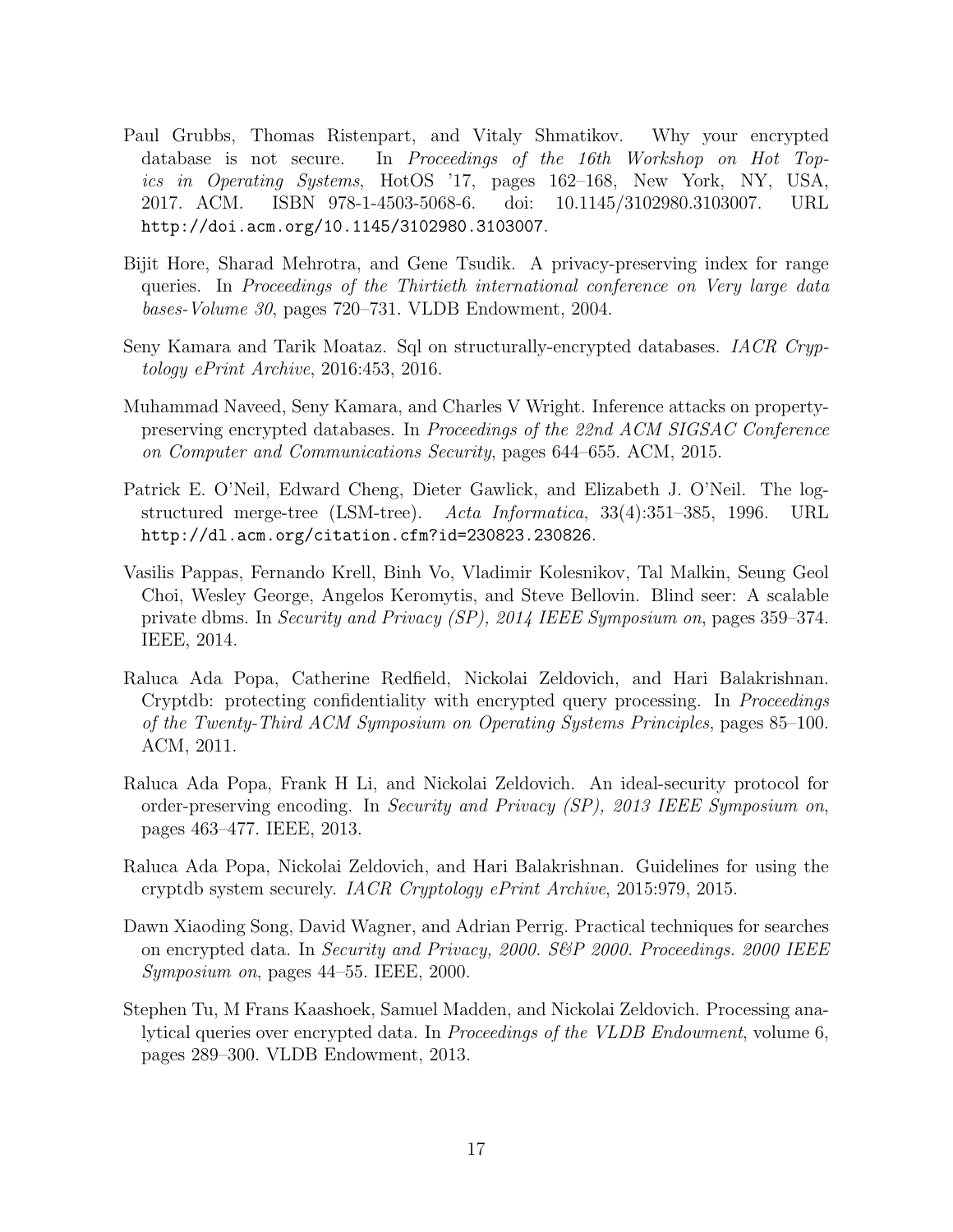Paul Grubbs, Thomas Ristenpart, and Vitaly Shmatikov. Why your encrypted database is not secure. In *Proceedings of the 16th Workshop on Hot Topics in Operating Systems*, HotOS '17, pages 162–168, New York, NY, USA, 2017. ACM. ISBN 978-1-4503-5068-6. doi: 10.1145/3102980.3103007. URL `http://doi.acm.org/10.1145/3102980.3103007`.

Bijit Hore, Sharad Mehrotra, and Gene Tsudik. A privacy-preserving index for range queries. In *Proceedings of the Thirtieth international conference on Very large data bases-Volume 30*, pages 720–731. VLDB Endowment, 2004.

Seny Kamara and Tarik Moataz. Sql on structurally-encrypted databases. *IACR Cryptology ePrint Archive*, 2016:453, 2016.

Muhammad Naveed, Seny Kamara, and Charles V Wright. Inference attacks on property-preserving encrypted databases. In *Proceedings of the 22nd ACM SIGSAC Conference on Computer and Communications Security*, pages 644–655. ACM, 2015.

Patrick E. O'Neil, Edward Cheng, Dieter Gawlick, and Elizabeth J. O'Neil. The log-structured merge-tree (LSM-tree). *Acta Informatica*, 33(4):351–385, 1996. URL `http://dl.acm.org/citation.cfm?id=230823.230826`.

Vasilis Pappas, Fernando Krell, Binh Vo, Vladimir Kolesnikov, Tal Malkin, Seung Geol Choi, Wesley George, Angelos Keromytis, and Steve Bellovin. Blind seer: A scalable private dbms. In *Security and Privacy (SP), 2014 IEEE Symposium on*, pages 359–374. IEEE, 2014.

Raluca Ada Popa, Catherine Redfield, Nickolai Zeldovich, and Hari Balakrishnan. Cryptdb: protecting confidentiality with encrypted query processing. In *Proceedings of the Twenty-Third ACM Symposium on Operating Systems Principles*, pages 85–100. ACM, 2011.

Raluca Ada Popa, Frank H Li, and Nickolai Zeldovich. An ideal-security protocol for order-preserving encoding. In *Security and Privacy (SP), 2013 IEEE Symposium on*, pages 463–477. IEEE, 2013.

Raluca Ada Popa, Nickolai Zeldovich, and Hari Balakrishnan. Guidelines for using the cryptdb system securely. *IACR Cryptology ePrint Archive*, 2015:979, 2015.

Dawn Xiaoding Song, David Wagner, and Adrian Perrig. Practical techniques for searches on encrypted data. In *Security and Privacy, 2000. S&P 2000. Proceedings. 2000 IEEE Symposium on*, pages 44–55. IEEE, 2000.

Stephen Tu, M Frans Kaashoek, Samuel Madden, and Nickolai Zeldovich. Processing analytical queries over encrypted data. In *Proceedings of the VLDB Endowment*, volume 6, pages 289–300. VLDB Endowment, 2013.